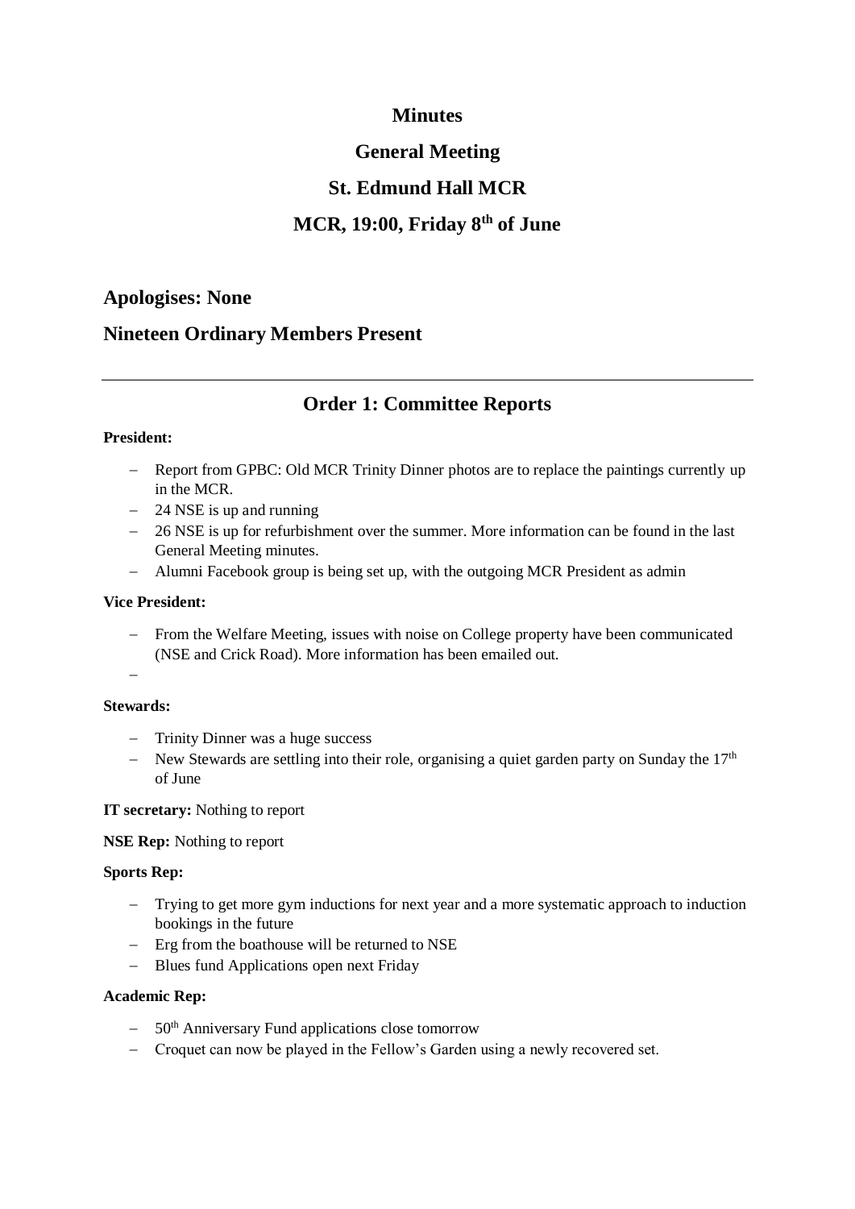# Minutes

# General Meeting

# St. Edmund Hall MCR

# MCR, 19:00, Friday 8th of June

## Apologises: None

## Nineteen Ordinary Members Present

---

## Order 1: Committee Reports

**President:**

- Report from GPBC: Old MCR Trinity Dinner photos are to replace the paintings currently up in the MCR.
- 24 NSE is up and running
- 26 NSE is up for refurbishment over the summer. More information can be found in the last General Meeting minutes.
- Alumni Facebook group is being set up, with the outgoing MCR President as admin

**Vice President:**

- From the Welfare Meeting, issues with noise on College property have been communicated (NSE and Crick Road). More information has been emailed out.
-

**Stewards:**

- Trinity Dinner was a huge success
- New Stewards are settling into their role, organising a quiet garden party on Sunday the 17th of June

**IT secretary:** Nothing to report

**NSE Rep:** Nothing to report

**Sports Rep:**

- Trying to get more gym inductions for next year and a more systematic approach to induction bookings in the future
- Erg from the boathouse will be returned to NSE
- Blues fund Applications open next Friday

**Academic Rep:**

- 50th Anniversary Fund applications close tomorrow
- Croquet can now be played in the Fellow's Garden using a newly recovered set.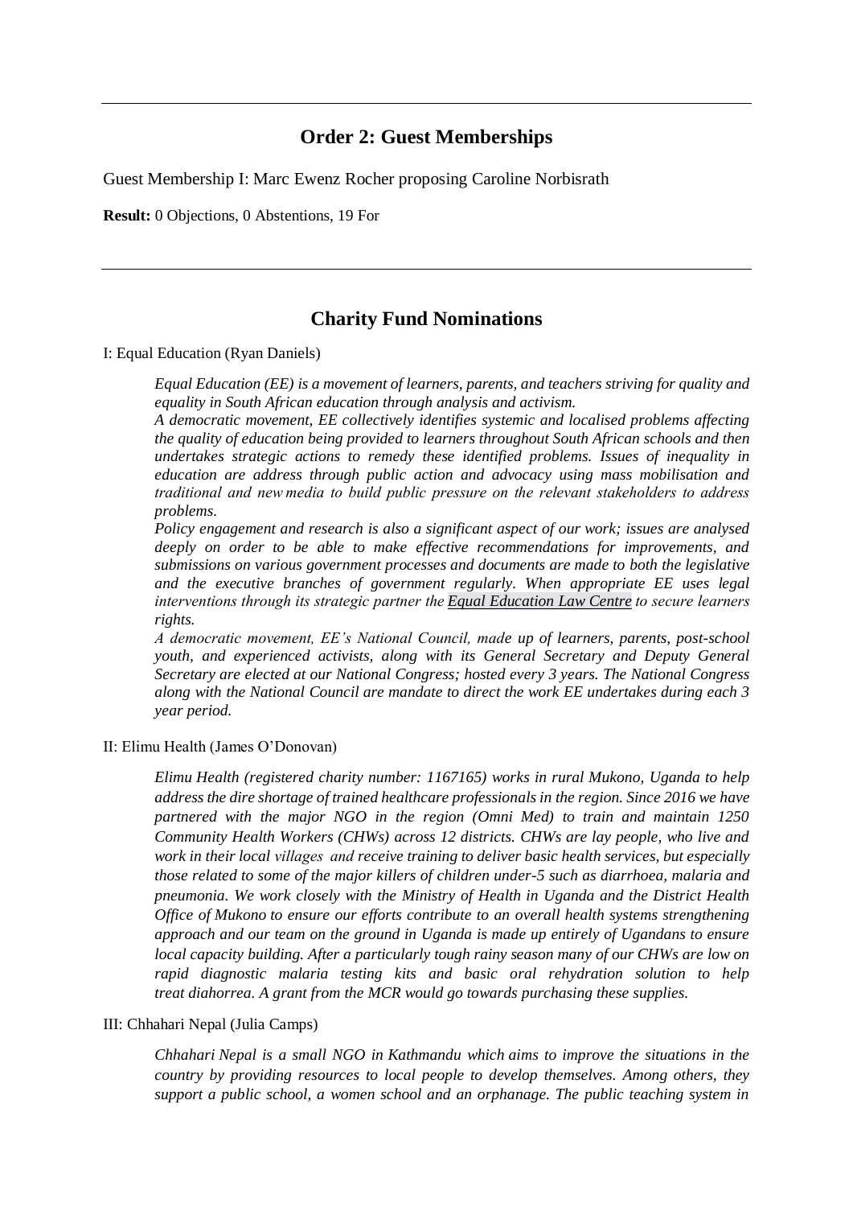---

## Order 2: Guest Memberships

Guest Membership I: Marc Ewenz Rocher proposing Caroline Norbisrath

**Result:** 0 Objections, 0 Abstentions, 19 For

---

## Charity Fund Nominations

I: Equal Education (Ryan Daniels)

> *Equal Education (EE) is a movement of learners, parents, and teachers striving for quality and equality in South African education through analysis and activism.*
> *A democratic movement, EE collectively identifies systemic and localised problems affecting the quality of education being provided to learners throughout South African schools and then undertakes strategic actions to remedy these identified problems. Issues of inequality in education are address through public action and advocacy using mass mobilisation and traditional and new media to build public pressure on the relevant stakeholders to address problems.*
> *Policy engagement and research is also a significant aspect of our work; issues are analysed deeply on order to be able to make effective recommendations for improvements, and submissions on various government processes and documents are made to both the legislative and the executive branches of government regularly. When appropriate EE uses legal interventions through its strategic partner the Equal Education Law Centre to secure learners rights.*
> *A democratic movement, EE's National Council, made up of learners, parents, post-school youth, and experienced activists, along with its General Secretary and Deputy General Secretary are elected at our National Congress; hosted every 3 years. The National Congress along with the National Council are mandate to direct the work EE undertakes during each 3 year period.*

II: Elimu Health (James O'Donovan)

> *Elimu Health (registered charity number: 1167165) works in rural Mukono, Uganda to help address the dire shortage of trained healthcare professionals in the region. Since 2016 we have partnered with the major NGO in the region (Omni Med) to train and maintain 1250 Community Health Workers (CHWs) across 12 districts. CHWs are lay people, who live and work in their local villages and receive training to deliver basic health services, but especially those related to some of the major killers of children under-5 such as diarrhoea, malaria and pneumonia. We work closely with the Ministry of Health in Uganda and the District Health Office of Mukono to ensure our efforts contribute to an overall health systems strengthening approach and our team on the ground in Uganda is made up entirely of Ugandans to ensure local capacity building. After a particularly tough rainy season many of our CHWs are low on rapid diagnostic malaria testing kits and basic oral rehydration solution to help treat diahorrea. A grant from the MCR would go towards purchasing these supplies.*

III: Chhahari Nepal (Julia Camps)

> *Chhahari Nepal is a small NGO in Kathmandu which aims to improve the situations in the country by providing resources to local people to develop themselves. Among others, they support a public school, a women school and an orphanage. The public teaching system in*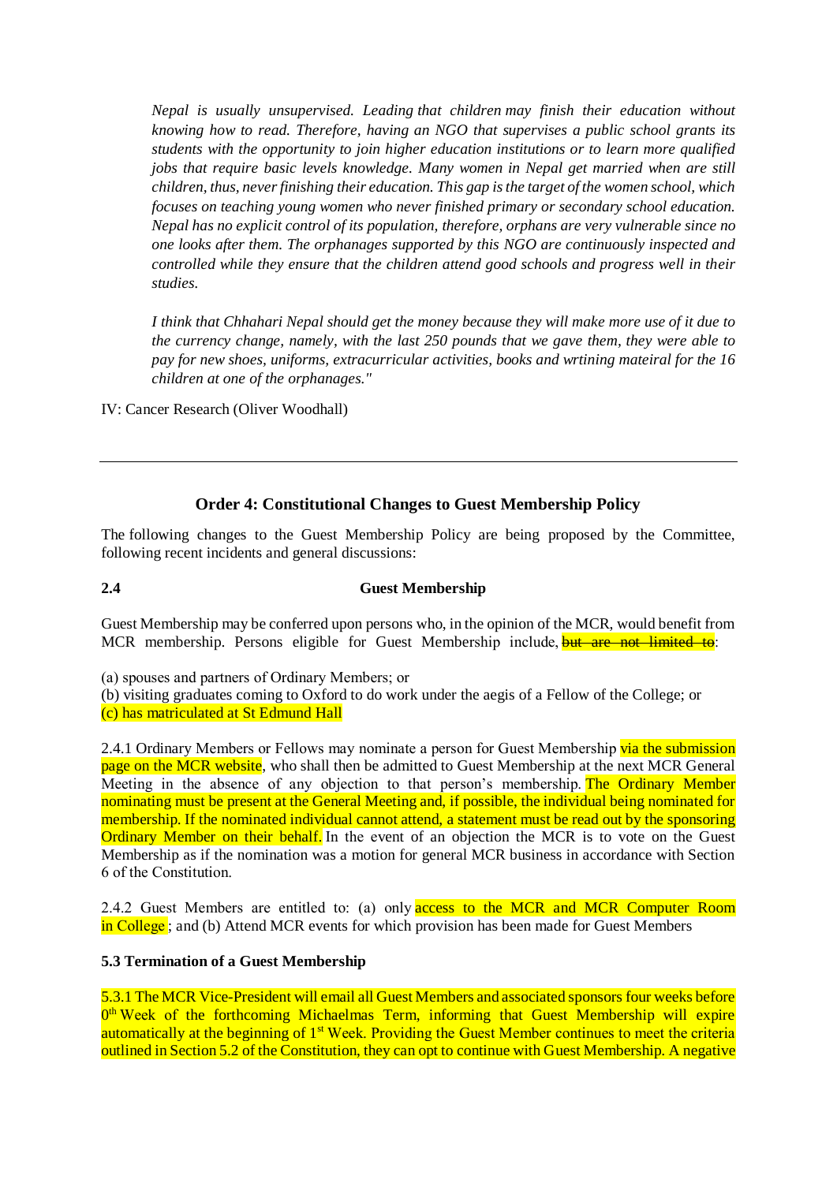*Nepal is usually unsupervised. Leading that children may finish their education without knowing how to read. Therefore, having an NGO that supervises a public school grants its students with the opportunity to join higher education institutions or to learn more qualified jobs that require basic levels knowledge. Many women in Nepal get married when are still children, thus, never finishing their education. This gap is the target of the women school, which focuses on teaching young women who never finished primary or secondary school education. Nepal has no explicit control of its population, therefore, orphans are very vulnerable since no one looks after them. The orphanages supported by this NGO are continuously inspected and controlled while they ensure that the children attend good schools and progress well in their studies.*

*I think that Chhahari Nepal should get the money because they will make more use of it due to the currency change, namely, with the last 250 pounds that we gave them, they were able to pay for new shoes, uniforms, extracurricular activities, books and wrtining mateiral for the 16 children at one of the orphanages."*

IV: Cancer Research (Oliver Woodhall)

---

## Order 4: Constitutional Changes to Guest Membership Policy

The following changes to the Guest Membership Policy are being proposed by the Committee, following recent incidents and general discussions:

**2.4 Guest Membership**

Guest Membership may be conferred upon persons who, in the opinion of the MCR, would benefit from MCR membership. Persons eligible for Guest Membership include, ~~but are not limited to~~:

(a) spouses and partners of Ordinary Members; or
(b) visiting graduates coming to Oxford to do work under the aegis of a Fellow of the College; or
(c) has matriculated at St Edmund Hall

2.4.1 Ordinary Members or Fellows may nominate a person for Guest Membership via the submission page on the MCR website, who shall then be admitted to Guest Membership at the next MCR General Meeting in the absence of any objection to that person's membership. The Ordinary Member nominating must be present at the General Meeting and, if possible, the individual being nominated for membership. If the nominated individual cannot attend, a statement must be read out by the sponsoring Ordinary Member on their behalf. In the event of an objection the MCR is to vote on the Guest Membership as if the nomination was a motion for general MCR business in accordance with Section 6 of the Constitution.

2.4.2 Guest Members are entitled to: (a) only access to the MCR and MCR Computer Room in College ; and (b) Attend MCR events for which provision has been made for Guest Members

**5.3 Termination of a Guest Membership**

5.3.1 The MCR Vice-President will email all Guest Members and associated sponsors four weeks before 0th Week of the forthcoming Michaelmas Term, informing that Guest Membership will expire automatically at the beginning of 1st Week. Providing the Guest Member continues to meet the criteria outlined in Section 5.2 of the Constitution, they can opt to continue with Guest Membership. A negative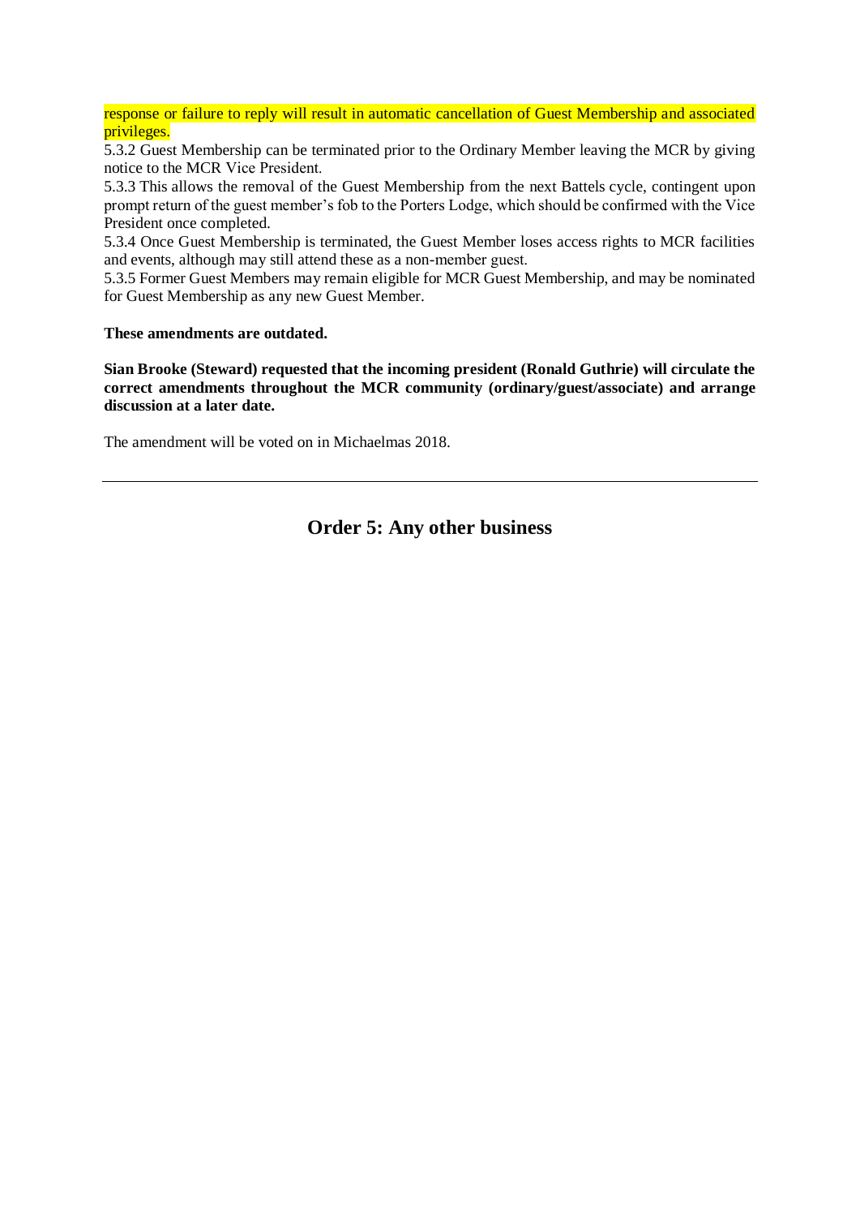response or failure to reply will result in automatic cancellation of Guest Membership and associated privileges.

5.3.2 Guest Membership can be terminated prior to the Ordinary Member leaving the MCR by giving notice to the MCR Vice President.

5.3.3 This allows the removal of the Guest Membership from the next Battels cycle, contingent upon prompt return of the guest member's fob to the Porters Lodge, which should be confirmed with the Vice President once completed.

5.3.4 Once Guest Membership is terminated, the Guest Member loses access rights to MCR facilities and events, although may still attend these as a non-member guest.

5.3.5 Former Guest Members may remain eligible for MCR Guest Membership, and may be nominated for Guest Membership as any new Guest Member.

**These amendments are outdated.**

**Sian Brooke (Steward) requested that the incoming president (Ronald Guthrie) will circulate the correct amendments throughout the MCR community (ordinary/guest/associate) and arrange discussion at a later date.**

The amendment will be voted on in Michaelmas 2018.

---

## Order 5: Any other business